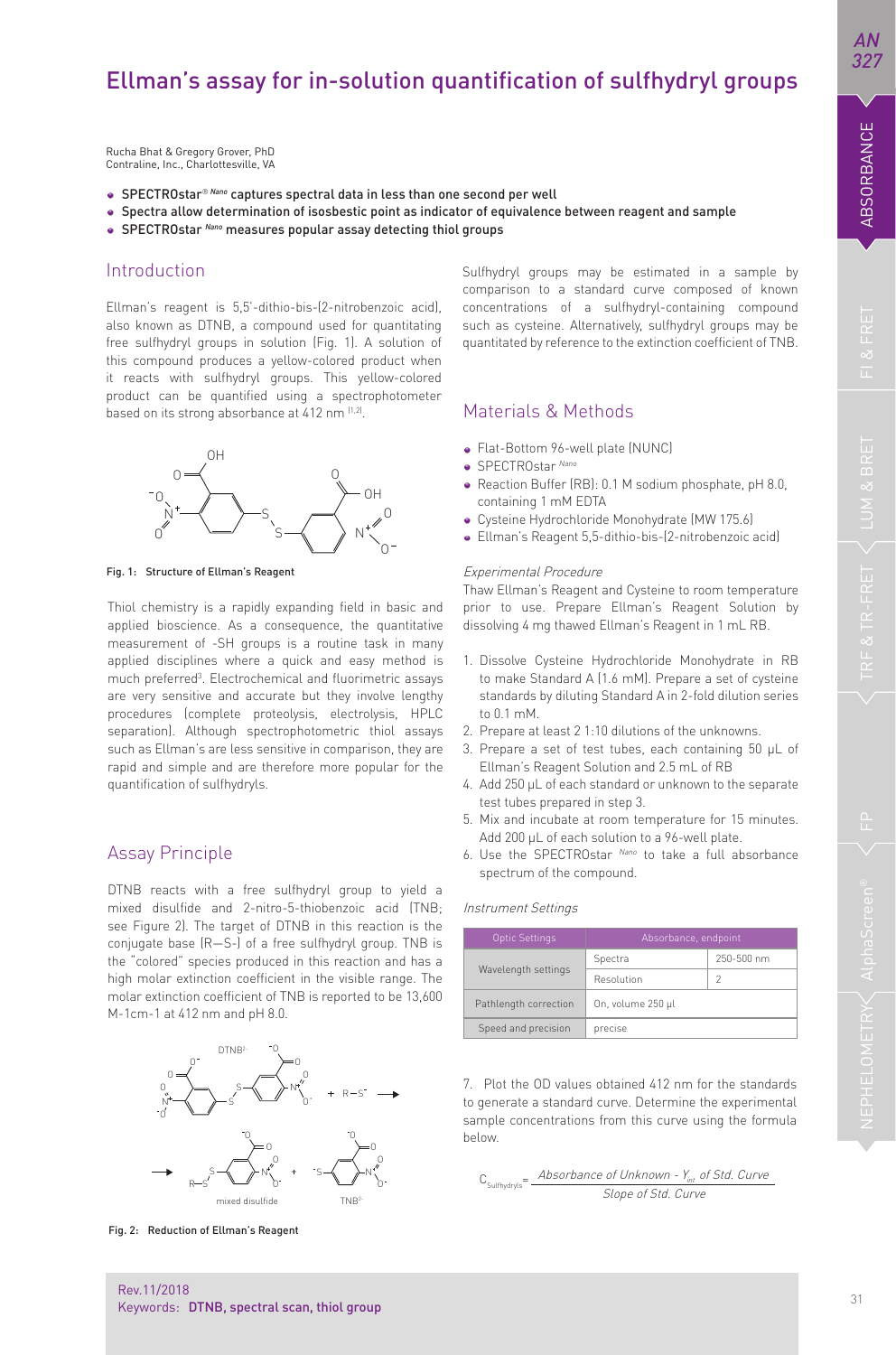# Ellman's assay for in-solution quantification of sulfhydryl groups

Rucha Bhat & Gregory Grover, PhD
Contraline, Inc., Charlottesville, VA

- SPECTROstar® *Nano* captures spectral data in less than one second per well
- Spectra allow determination of isosbestic point as indicator of equivalence between reagent and sample
- SPECTROstar *Nano* measures popular assay detecting thiol groups

## Introduction

Ellman's reagent is 5,5'-dithio-bis-(2-nitrobenzoic acid), also known as DTNB, a compound used for quantitating free sulfhydryl groups in solution (Fig. 1). A solution of this compound produces a yellow-colored product when it reacts with sulfhydryl groups. This yellow-colored product can be quantified using a spectrophotometer based on its strong absorbance at 412 nm [1,2].

Fig. 1: Structure of Ellman's Reagent

Thiol chemistry is a rapidly expanding field in basic and applied bioscience. As a consequence, the quantitative measurement of -SH groups is a routine task in many applied disciplines where a quick and easy method is much preferred[3]. Electrochemical and fluorimetric assays are very sensitive and accurate but they involve lengthy procedures (complete proteolysis, electrolysis, HPLC separation). Although spectrophotometric thiol assays such as Ellman's are less sensitive in comparison, they are rapid and simple and are therefore more popular for the quantification of sulfhydryls.

## Assay Principle

DTNB reacts with a free sulfhydryl group to yield a mixed disulfide and 2-nitro-5-thiobenzoic acid (TNB; see Figure 2). The target of DTNB in this reaction is the conjugate base (R—S-) of a free sulfhydryl group. TNB is the "colored" species produced in this reaction and has a high molar extinction coefficient in the visible range. The molar extinction coefficient of TNB is reported to be 13,600 M-1cm-1 at 412 nm and pH 8.0.

Fig. 2: Reduction of Ellman's Reagent

Sulfhydryl groups may be estimated in a sample by comparison to a standard curve composed of known concentrations of a sulfhydryl-containing compound such as cysteine. Alternatively, sulfhydryl groups may be quantitated by reference to the extinction coefficient of TNB.

## Materials & Methods

- Flat-Bottom 96-well plate (NUNC)
- SPECTROstar *Nano*
- Reaction Buffer (RB): 0.1 M sodium phosphate, pH 8.0, containing 1 mM EDTA
- Cysteine Hydrochloride Monohydrate (MW 175.6)
- Ellman's Reagent 5,5-dithio-bis-(2-nitrobenzoic acid)

*Experimental Procedure*

Thaw Ellman's Reagent and Cysteine to room temperature prior to use. Prepare Ellman's Reagent Solution by dissolving 4 mg thawed Ellman's Reagent in 1 mL RB.

1. Dissolve Cysteine Hydrochloride Monohydrate in RB to make Standard A (1.6 mM). Prepare a set of cysteine standards by diluting Standard A in 2-fold dilution series to 0.1 mM.
2. Prepare at least 2 1:10 dilutions of the unknowns.
3. Prepare a set of test tubes, each containing 50 µL of Ellman's Reagent Solution and 2.5 mL of RB
4. Add 250 µL of each standard or unknown to the separate test tubes prepared in step 3.
5. Mix and incubate at room temperature for 15 minutes. Add 200 µL of each solution to a 96-well plate.
6. Use the SPECTROstar *Nano* to take a full absorbance spectrum of the compound.

*Instrument Settings*

| Optic Settings | Absorbance, endpoint | |
|---|---|---|
| Wavelength settings | Spectra | 250-500 nm |
| | Resolution | 2 |
| Pathlength correction | On, volume 250 µl | |
| Speed and precision | precise | |

7. Plot the OD values obtained 412 nm for the standards to generate a standard curve. Determine the experimental sample concentrations from this curve using the formula below.

$$C_{Sulfhydryls} = \frac{\text{Absorbance of Unknown} - Y_{int} \text{ of Std. Curve}}{\text{Slope of Std. Curve}}$$

Rev.11/2018
Keywords: **DTNB, spectral scan, thiol group**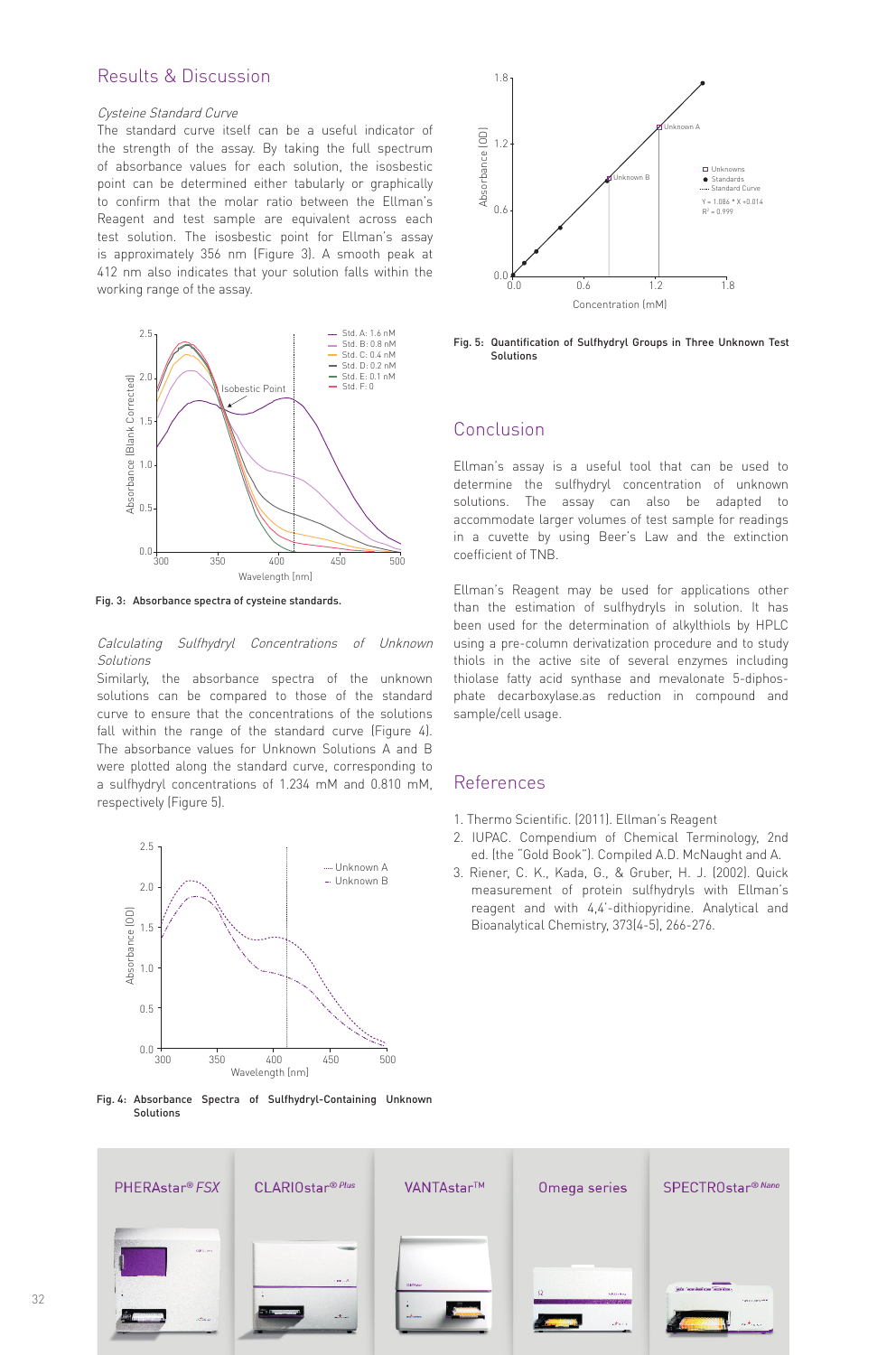## Results & Discussion

*Cysteine Standard Curve*

The standard curve itself can be a useful indicator of the strength of the assay. By taking the full spectrum of absorbance values for each solution, the isosbestic point can be determined either tabularly or graphically to confirm that the molar ratio between the Ellman's Reagent and test sample are equivalent across each test solution. The isosbestic point for Ellman's assay is approximately 356 nm (Figure 3). A smooth peak at 412 nm also indicates that your solution falls within the working range of the assay.

Absorbance (Blank Corrected)
2.5
2.0
1.5
1.0
0.5
0.0
300
350
400
450
500
Wavelength (nm)
Isobestic Point
Std. A: 1.6 nM
Std. B: 0.8 nM
Std. C: 0.4 nM
Std. D: 0.2 nM
Std. E: 0.1 nM
Std. F: 0

Fig. 3: Absorbance spectra of cysteine standards.

*Calculating Sulfhydryl Concentrations of Unknown Solutions*

Similarly, the absorbance spectra of the unknown solutions can be compared to those of the standard curve to ensure that the concentrations of the solutions fall within the range of the standard curve (Figure 4). The absorbance values for Unknown Solutions A and B were plotted along the standard curve, corresponding to a sulfhydryl concentrations of 1.234 mM and 0.810 mM, respectively (Figure 5).

Absorbance (OD)
2.5
2.0
1.5
1.0
0.5
0.0
300
350
400
450
500
Wavelength (nm)
Unknown A
Unknown B

Fig. 4: Absorbance Spectra of Sulfhydryl-Containing Unknown Solutions

Absorbance (OD)
1.8
1.2
0.6
0.0
0.0
0.6
1.2
1.8
Concentration (mM)
Unknown A
Unknown B
Unknowns
Standards
Standard Curve
Y = 1.086 * X +0.014
$R^2 = 0.999$

Fig. 5: Quantification of Sulfhydryl Groups in Three Unknown Test Solutions

## Conclusion

Ellman's assay is a useful tool that can be used to determine the sulfhydryl concentration of unknown solutions. The assay can also be adapted to accommodate larger volumes of test sample for readings in a cuvette by using Beer's Law and the extinction coefficient of TNB.

Ellman's Reagent may be used for applications other than the estimation of sulfhydryls in solution. It has been used for the determination of alkylthiols by HPLC using a pre-column derivatization procedure and to study thiols in the active site of several enzymes including thiolase fatty acid synthase and mevalonate 5-diphosphate decarboxylase.as reduction in compound and sample/cell usage.

## References

1. Thermo Scientific. (2011). Ellman's Reagent
2. IUPAC. Compendium of Chemical Terminology, 2nd ed. (the "Gold Book"). Compiled A.D. McNaught and A.
3. Riener, C. K., Kada, G., & Gruber, H. J. (2002). Quick measurement of protein sulfhydryls with Ellman's reagent and with 4,4'-dithiopyridine. Analytical and Bioanalytical Chemistry, 373(4-5), 266-276.

PHERAstar® *FSX* | CLARIOstar® *Plus* | VANTAstar™ | Omega series | SPECTROstar® *Nano*